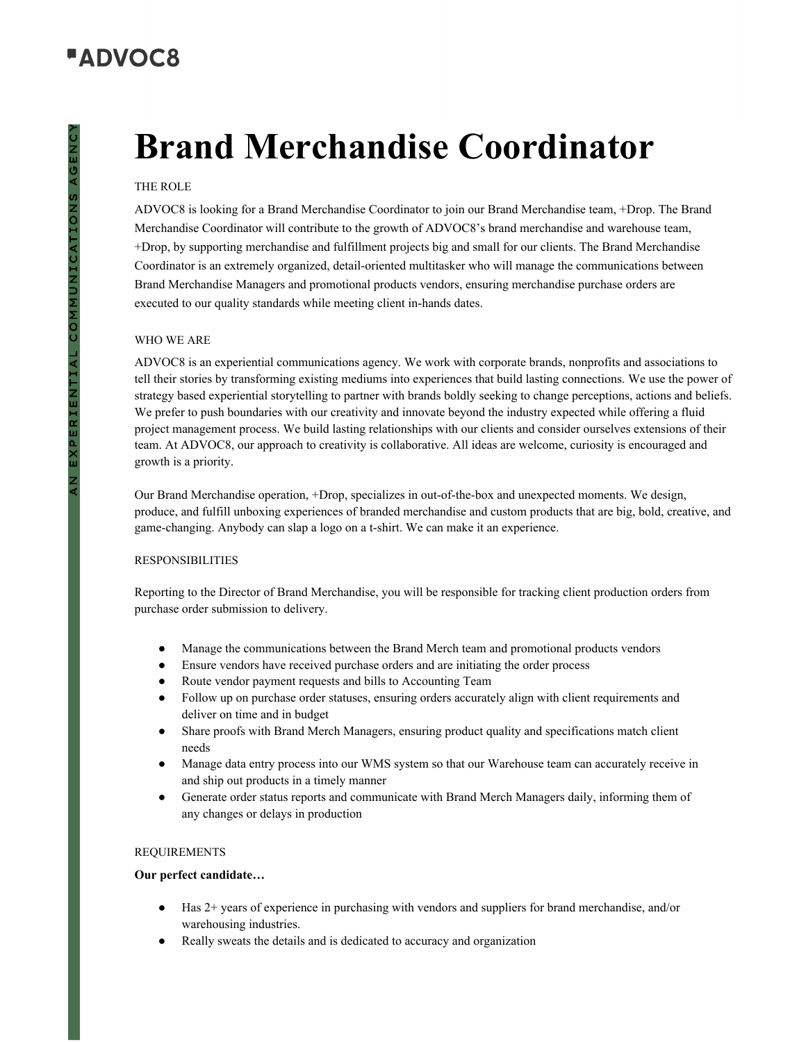ADVOC8

AN EXPERIENTIAL COMMUNICATIONS AGENCY

# Brand Merchandise Coordinator

THE ROLE

ADVOC8 is looking for a Brand Merchandise Coordinator to join our Brand Merchandise team, +Drop. The Brand Merchandise Coordinator will contribute to the growth of ADVOC8's brand merchandise and warehouse team, +Drop, by supporting merchandise and fulfillment projects big and small for our clients. The Brand Merchandise Coordinator is an extremely organized, detail-oriented multitasker who will manage the communications between Brand Merchandise Managers and promotional products vendors, ensuring merchandise purchase orders are executed to our quality standards while meeting client in-hands dates.

WHO WE ARE

ADVOC8 is an experiential communications agency. We work with corporate brands, nonprofits and associations to tell their stories by transforming existing mediums into experiences that build lasting connections. We use the power of strategy based experiential storytelling to partner with brands boldly seeking to change perceptions, actions and beliefs. We prefer to push boundaries with our creativity and innovate beyond the industry expected while offering a fluid project management process. We build lasting relationships with our clients and consider ourselves extensions of their team. At ADVOC8, our approach to creativity is collaborative. All ideas are welcome, curiosity is encouraged and growth is a priority.

Our Brand Merchandise operation, +Drop, specializes in out-of-the-box and unexpected moments. We design, produce, and fulfill unboxing experiences of branded merchandise and custom products that are big, bold, creative, and game-changing. Anybody can slap a logo on a t-shirt. We can make it an experience.

RESPONSIBILITIES

Reporting to the Director of Brand Merchandise, you will be responsible for tracking client production orders from purchase order submission to delivery.

- Manage the communications between the Brand Merch team and promotional products vendors
- Ensure vendors have received purchase orders and are initiating the order process
- Route vendor payment requests and bills to Accounting Team
- Follow up on purchase order statuses, ensuring orders accurately align with client requirements and deliver on time and in budget
- Share proofs with Brand Merch Managers, ensuring product quality and specifications match client needs
- Manage data entry process into our WMS system so that our Warehouse team can accurately receive in and ship out products in a timely manner
- Generate order status reports and communicate with Brand Merch Managers daily, informing them of any changes or delays in production

REQUIREMENTS

**Our perfect candidate…**

- Has 2+ years of experience in purchasing with vendors and suppliers for brand merchandise, and/or warehousing industries.
- Really sweats the details and is dedicated to accuracy and organization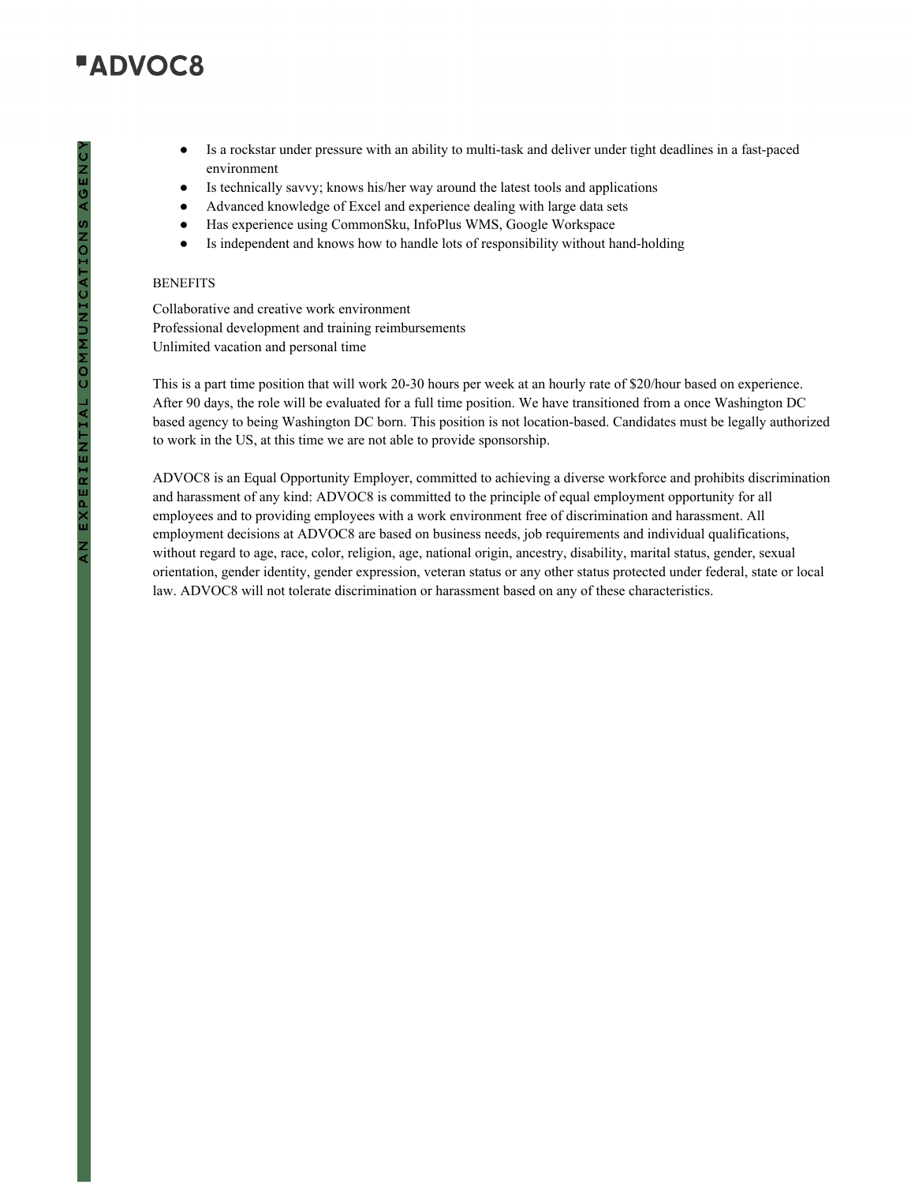- Is a rockstar under pressure with an ability to multi-task and deliver under tight deadlines in a fast-paced environment
- Is technically savvy; knows his/her way around the latest tools and applications
- Advanced knowledge of Excel and experience dealing with large data sets
- Has experience using CommonSku, InfoPlus WMS, Google Workspace
- Is independent and knows how to handle lots of responsibility without hand-holding

BENEFITS

Collaborative and creative work environment
Professional development and training reimbursements
Unlimited vacation and personal time

This is a part time position that will work 20-30 hours per week at an hourly rate of $20/hour based on experience. After 90 days, the role will be evaluated for a full time position. We have transitioned from a once Washington DC based agency to being Washington DC born. This position is not location-based. Candidates must be legally authorized to work in the US, at this time we are not able to provide sponsorship.

ADVOC8 is an Equal Opportunity Employer, committed to achieving a diverse workforce and prohibits discrimination and harassment of any kind: ADVOC8 is committed to the principle of equal employment opportunity for all employees and to providing employees with a work environment free of discrimination and harassment. All employment decisions at ADVOC8 are based on business needs, job requirements and individual qualifications, without regard to age, race, color, religion, age, national origin, ancestry, disability, marital status, gender, sexual orientation, gender identity, gender expression, veteran status or any other status protected under federal, state or local law. ADVOC8 will not tolerate discrimination or harassment based on any of these characteristics.